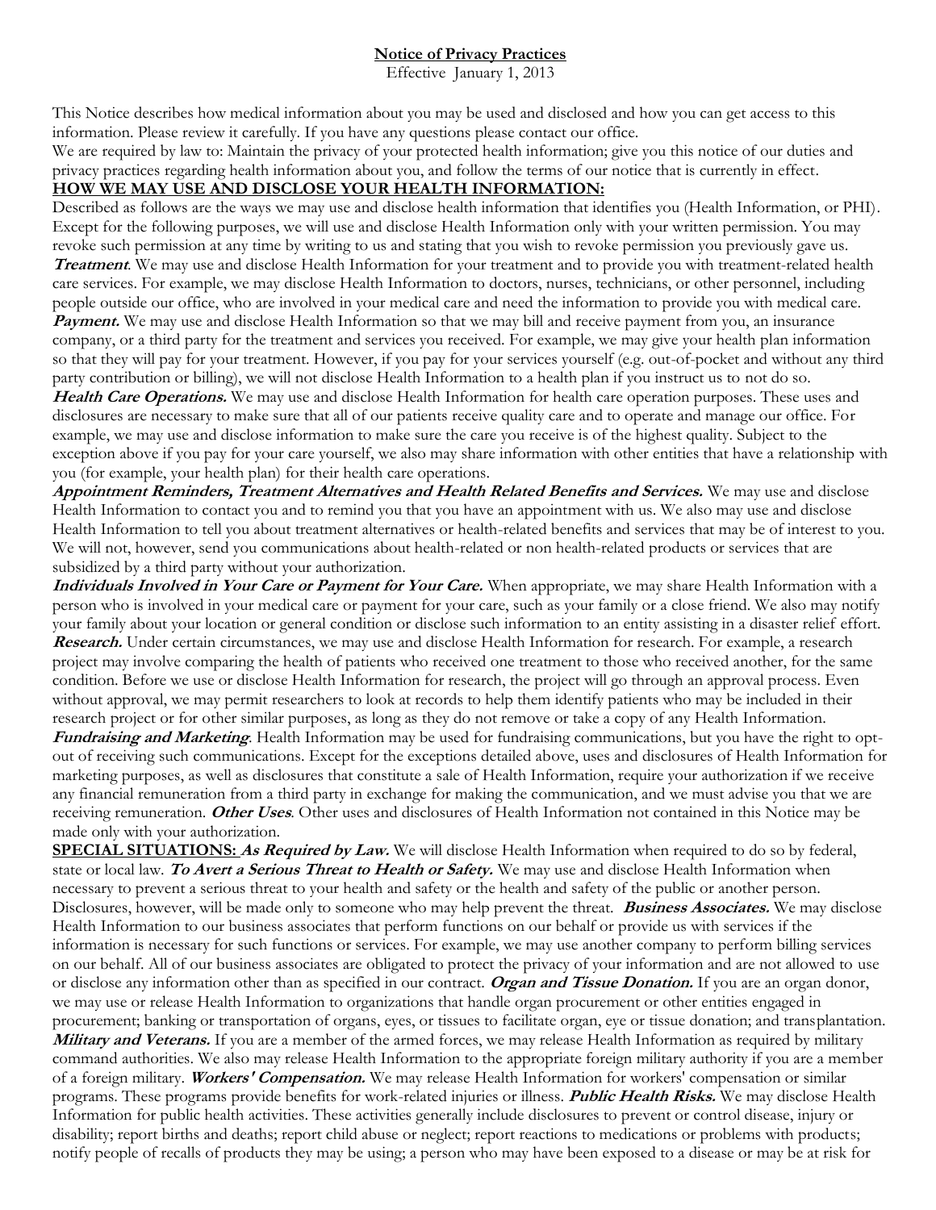**Notice of Privacy Practices**

Effective January 1, 2013

This Notice describes how medical information about you may be used and disclosed and how you can get access to this information. Please review it carefully. If you have any questions please contact our office.

We are required by law to: Maintain the privacy of your protected health information; give you this notice of our duties and privacy practices regarding health information about you, and follow the terms of our notice that is currently in effect.

**HOW WE MAY USE AND DISCLOSE YOUR HEALTH INFORMATION:**

Described as follows are the ways we may use and disclose health information that identifies you (Health Information, or PHI). Except for the following purposes, we will use and disclose Health Information only with your written permission. You may revoke such permission at any time by writing to us and stating that you wish to revoke permission you previously gave us.

***Treatment***. We may use and disclose Health Information for your treatment and to provide you with treatment-related health care services. For example, we may disclose Health Information to doctors, nurses, technicians, or other personnel, including people outside our office, who are involved in your medical care and need the information to provide you with medical care.

***Payment.*** We may use and disclose Health Information so that we may bill and receive payment from you, an insurance company, or a third party for the treatment and services you received. For example, we may give your health plan information so that they will pay for your treatment. However, if you pay for your services yourself (e.g. out-of-pocket and without any third party contribution or billing), we will not disclose Health Information to a health plan if you instruct us to not do so.

***Health Care Operations.*** We may use and disclose Health Information for health care operation purposes. These uses and disclosures are necessary to make sure that all of our patients receive quality care and to operate and manage our office. For example, we may use and disclose information to make sure the care you receive is of the highest quality. Subject to the exception above if you pay for your care yourself, we also may share information with other entities that have a relationship with you (for example, your health plan) for their health care operations.

***Appointment Reminders, Treatment Alternatives and Health Related Benefits and Services.*** We may use and disclose Health Information to contact you and to remind you that you have an appointment with us. We also may use and disclose Health Information to tell you about treatment alternatives or health-related benefits and services that may be of interest to you. We will not, however, send you communications about health-related or non health-related products or services that are subsidized by a third party without your authorization.

***Individuals Involved in Your Care or Payment for Your Care.*** When appropriate, we may share Health Information with a person who is involved in your medical care or payment for your care, such as your family or a close friend. We also may notify your family about your location or general condition or disclose such information to an entity assisting in a disaster relief effort.

***Research.*** Under certain circumstances, we may use and disclose Health Information for research. For example, a research project may involve comparing the health of patients who received one treatment to those who received another, for the same condition. Before we use or disclose Health Information for research, the project will go through an approval process. Even without approval, we may permit researchers to look at records to help them identify patients who may be included in their research project or for other similar purposes, as long as they do not remove or take a copy of any Health Information.

***Fundraising and Marketing***. Health Information may be used for fundraising communications, but you have the right to opt-out of receiving such communications. Except for the exceptions detailed above, uses and disclosures of Health Information for marketing purposes, as well as disclosures that constitute a sale of Health Information, require your authorization if we receive any financial remuneration from a third party in exchange for making the communication, and we must advise you that we are receiving remuneration. ***Other Uses***. Other uses and disclosures of Health Information not contained in this Notice may be made only with your authorization.

**SPECIAL SITUATIONS:** ***As Required by Law.*** We will disclose Health Information when required to do so by federal, state or local law. ***To Avert a Serious Threat to Health or Safety.*** We may use and disclose Health Information when necessary to prevent a serious threat to your health and safety or the health and safety of the public or another person. Disclosures, however, will be made only to someone who may help prevent the threat. ***Business Associates.*** We may disclose Health Information to our business associates that perform functions on our behalf or provide us with services if the information is necessary for such functions or services. For example, we may use another company to perform billing services on our behalf. All of our business associates are obligated to protect the privacy of your information and are not allowed to use or disclose any information other than as specified in our contract. ***Organ and Tissue Donation.*** If you are an organ donor, we may use or release Health Information to organizations that handle organ procurement or other entities engaged in procurement; banking or transportation of organs, eyes, or tissues to facilitate organ, eye or tissue donation; and transplantation. ***Military and Veterans.*** If you are a member of the armed forces, we may release Health Information as required by military command authorities. We also may release Health Information to the appropriate foreign military authority if you are a member of a foreign military. ***Workers' Compensation.*** We may release Health Information for workers' compensation or similar programs. These programs provide benefits for work-related injuries or illness. ***Public Health Risks.*** We may disclose Health Information for public health activities. These activities generally include disclosures to prevent or control disease, injury or disability; report births and deaths; report child abuse or neglect; report reactions to medications or problems with products; notify people of recalls of products they may be using; a person who may have been exposed to a disease or may be at risk for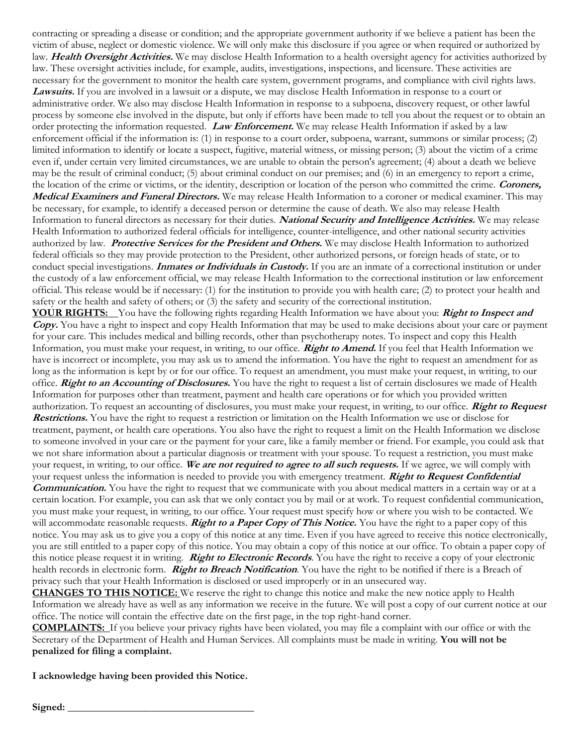contracting or spreading a disease or condition; and the appropriate government authority if we believe a patient has been the victim of abuse, neglect or domestic violence. We will only make this disclosure if you agree or when required or authorized by law. ***Health Oversight Activities.*** We may disclose Health Information to a health oversight agency for activities authorized by law. These oversight activities include, for example, audits, investigations, inspections, and licensure. These activities are necessary for the government to monitor the health care system, government programs, and compliance with civil rights laws. ***Lawsuits.*** If you are involved in a lawsuit or a dispute, we may disclose Health Information in response to a court or administrative order. We also may disclose Health Information in response to a subpoena, discovery request, or other lawful process by someone else involved in the dispute, but only if efforts have been made to tell you about the request or to obtain an order protecting the information requested. ***Law Enforcement.*** We may release Health Information if asked by a law enforcement official if the information is: (1) in response to a court order, subpoena, warrant, summons or similar process; (2) limited information to identify or locate a suspect, fugitive, material witness, or missing person; (3) about the victim of a crime even if, under certain very limited circumstances, we are unable to obtain the person's agreement; (4) about a death we believe may be the result of criminal conduct; (5) about criminal conduct on our premises; and (6) in an emergency to report a crime, the location of the crime or victims, or the identity, description or location of the person who committed the crime. ***Coroners, Medical Examiners and Funeral Directors.*** We may release Health Information to a coroner or medical examiner. This may be necessary, for example, to identify a deceased person or determine the cause of death. We also may release Health Information to funeral directors as necessary for their duties. ***National Security and Intelligence Activities.*** We may release Health Information to authorized federal officials for intelligence, counter-intelligence, and other national security activities authorized by law. ***Protective Services for the President and Others.*** We may disclose Health Information to authorized federal officials so they may provide protection to the President, other authorized persons, or foreign heads of state, or to conduct special investigations. ***Inmates or Individuals in Custody.*** If you are an inmate of a correctional institution or under the custody of a law enforcement official, we may release Health Information to the correctional institution or law enforcement official. This release would be if necessary: (1) for the institution to provide you with health care; (2) to protect your health and safety or the health and safety of others; or (3) the safety and security of the correctional institution.

**YOUR RIGHTS:** You have the following rights regarding Health Information we have about you: ***Right to Inspect and Copy.*** You have a right to inspect and copy Health Information that may be used to make decisions about your care or payment for your care. This includes medical and billing records, other than psychotherapy notes. To inspect and copy this Health Information, you must make your request, in writing, to our office. ***Right to Amend.*** If you feel that Health Information we have is incorrect or incomplete, you may ask us to amend the information. You have the right to request an amendment for as long as the information is kept by or for our office. To request an amendment, you must make your request, in writing, to our office. ***Right to an Accounting of Disclosures.*** You have the right to request a list of certain disclosures we made of Health Information for purposes other than treatment, payment and health care operations or for which you provided written authorization. To request an accounting of disclosures, you must make your request, in writing, to our office. ***Right to Request Restrictions.*** You have the right to request a restriction or limitation on the Health Information we use or disclose for treatment, payment, or health care operations. You also have the right to request a limit on the Health Information we disclose to someone involved in your care or the payment for your care, like a family member or friend. For example, you could ask that we not share information about a particular diagnosis or treatment with your spouse. To request a restriction, you must make your request, in writing, to our office. ***We are not required to agree to all such requests.*** If we agree, we will comply with your request unless the information is needed to provide you with emergency treatment. ***Right to Request Confidential Communication.*** You have the right to request that we communicate with you about medical matters in a certain way or at a certain location. For example, you can ask that we only contact you by mail or at work. To request confidential communication, you must make your request, in writing, to our office. Your request must specify how or where you wish to be contacted. We will accommodate reasonable requests. ***Right to a Paper Copy of This Notice.*** You have the right to a paper copy of this notice. You may ask us to give you a copy of this notice at any time. Even if you have agreed to receive this notice electronically, you are still entitled to a paper copy of this notice. You may obtain a copy of this notice at our office. To obtain a paper copy of this notice please request it in writing. ***Right to Electronic Records***. You have the right to receive a copy of your electronic health records in electronic form. ***Right to Breach Notification***. You have the right to be notified if there is a Breach of privacy such that your Health Information is disclosed or used improperly or in an unsecured way.

**CHANGES TO THIS NOTICE:** We reserve the right to change this notice and make the new notice apply to Health Information we already have as well as any information we receive in the future. We will post a copy of our current notice at our office. The notice will contain the effective date on the first page, in the top right-hand corner.

**COMPLAINTS:** If you believe your privacy rights have been violated, you may file a complaint with our office or with the Secretary of the Department of Health and Human Services. All complaints must be made in writing. **You will not be penalized for filing a complaint.**

**I acknowledge having been provided this Notice.**

**Signed:** ____________________________________